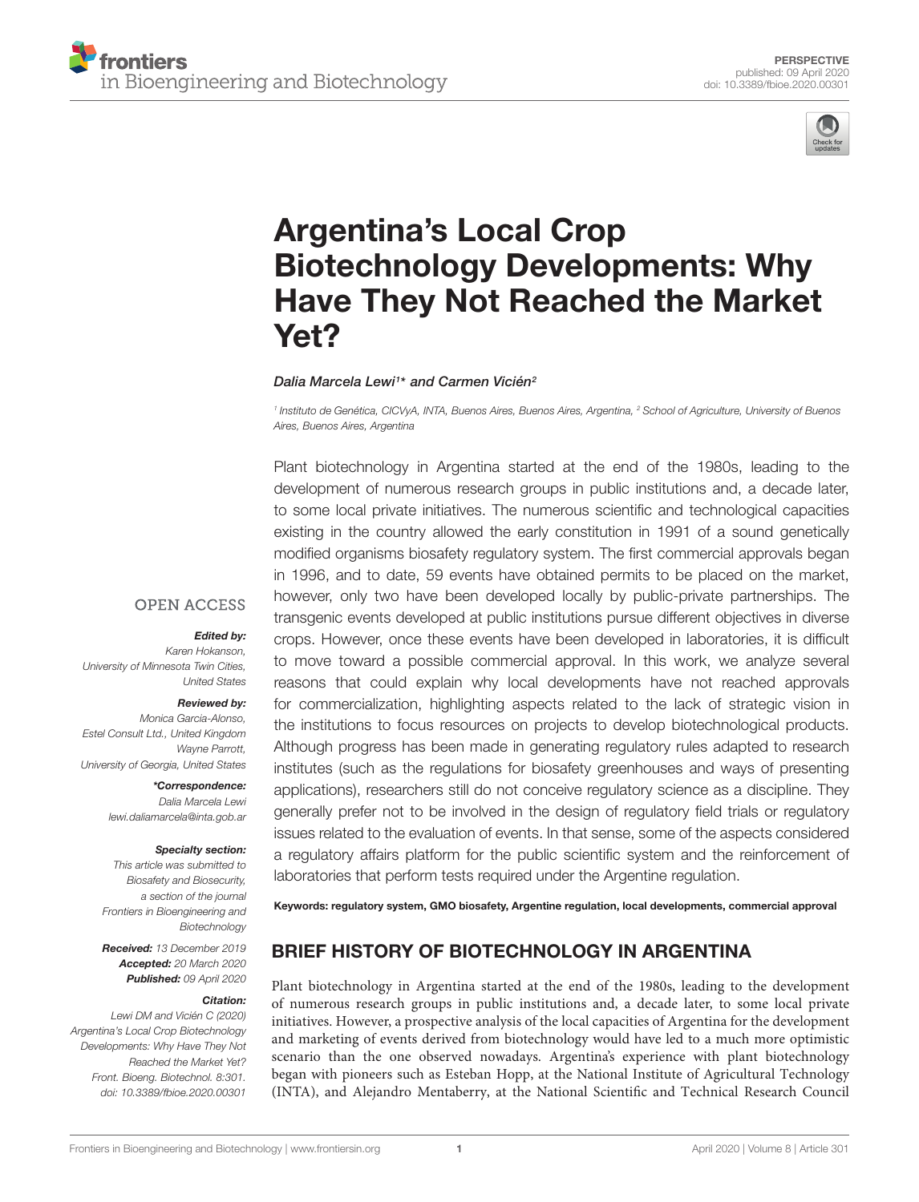PERSPECTIVE
published: 09 April 2020
doi: 10.3389/fbioe.2020.00301

# Argentina's Local Crop Biotechnology Developments: Why Have They Not Reached the Market Yet?

*Dalia Marcela Lewi[1]\* and Carmen Vicién[2]*

[1] *Instituto de Genética, CICVyA, INTA, Buenos Aires, Buenos Aires, Argentina,* [2] *School of Agriculture, University of Buenos Aires, Buenos Aires, Argentina*

Plant biotechnology in Argentina started at the end of the 1980s, leading to the development of numerous research groups in public institutions and, a decade later, to some local private initiatives. The numerous scientific and technological capacities existing in the country allowed the early constitution in 1991 of a sound genetically modified organisms biosafety regulatory system. The first commercial approvals began in 1996, and to date, 59 events have obtained permits to be placed on the market, however, only two have been developed locally by public-private partnerships. The transgenic events developed at public institutions pursue different objectives in diverse crops. However, once these events have been developed in laboratories, it is difficult to move toward a possible commercial approval. In this work, we analyze several reasons that could explain why local developments have not reached approvals for commercialization, highlighting aspects related to the lack of strategic vision in the institutions to focus resources on projects to develop biotechnological products. Although progress has been made in generating regulatory rules adapted to research institutes (such as the regulations for biosafety greenhouses and ways of presenting applications), researchers still do not conceive regulatory science as a discipline. They generally prefer not to be involved in the design of regulatory field trials or regulatory issues related to the evaluation of events. In that sense, some of the aspects considered a regulatory affairs platform for the public scientific system and the reinforcement of laboratories that perform tests required under the Argentine regulation.

**Keywords: regulatory system, GMO biosafety, Argentine regulation, local developments, commercial approval**

OPEN ACCESS

***Edited by:***
Karen Hokanson,
University of Minnesota Twin Cities,
United States

***Reviewed by:***
Monica Garcia-Alonso,
Estel Consult Ltd., United Kingdom
Wayne Parrott,
University of Georgia, United States

***\*Correspondence:***
Dalia Marcela Lewi
lewi.daliamarcela@inta.gob.ar

***Specialty section:***
This article was submitted to
Biosafety and Biosecurity,
a section of the journal
Frontiers in Bioengineering and
Biotechnology

***Received:*** 13 December 2019
***Accepted:*** 20 March 2020
***Published:*** 09 April 2020

***Citation:***
Lewi DM and Vicién C (2020)
Argentina's Local Crop Biotechnology
Developments: Why Have They Not
Reached the Market Yet?
Front. Bioeng. Biotechnol. 8:301.
doi: 10.3389/fbioe.2020.00301

## BRIEF HISTORY OF BIOTECHNOLOGY IN ARGENTINA

Plant biotechnology in Argentina started at the end of the 1980s, leading to the development of numerous research groups in public institutions and, a decade later, to some local private initiatives. However, a prospective analysis of the local capacities of Argentina for the development and marketing of events derived from biotechnology would have led to a much more optimistic scenario than the one observed nowadays. Argentina's experience with plant biotechnology began with pioneers such as Esteban Hopp, at the National Institute of Agricultural Technology (INTA), and Alejandro Mentaberry, at the National Scientific and Technical Research Council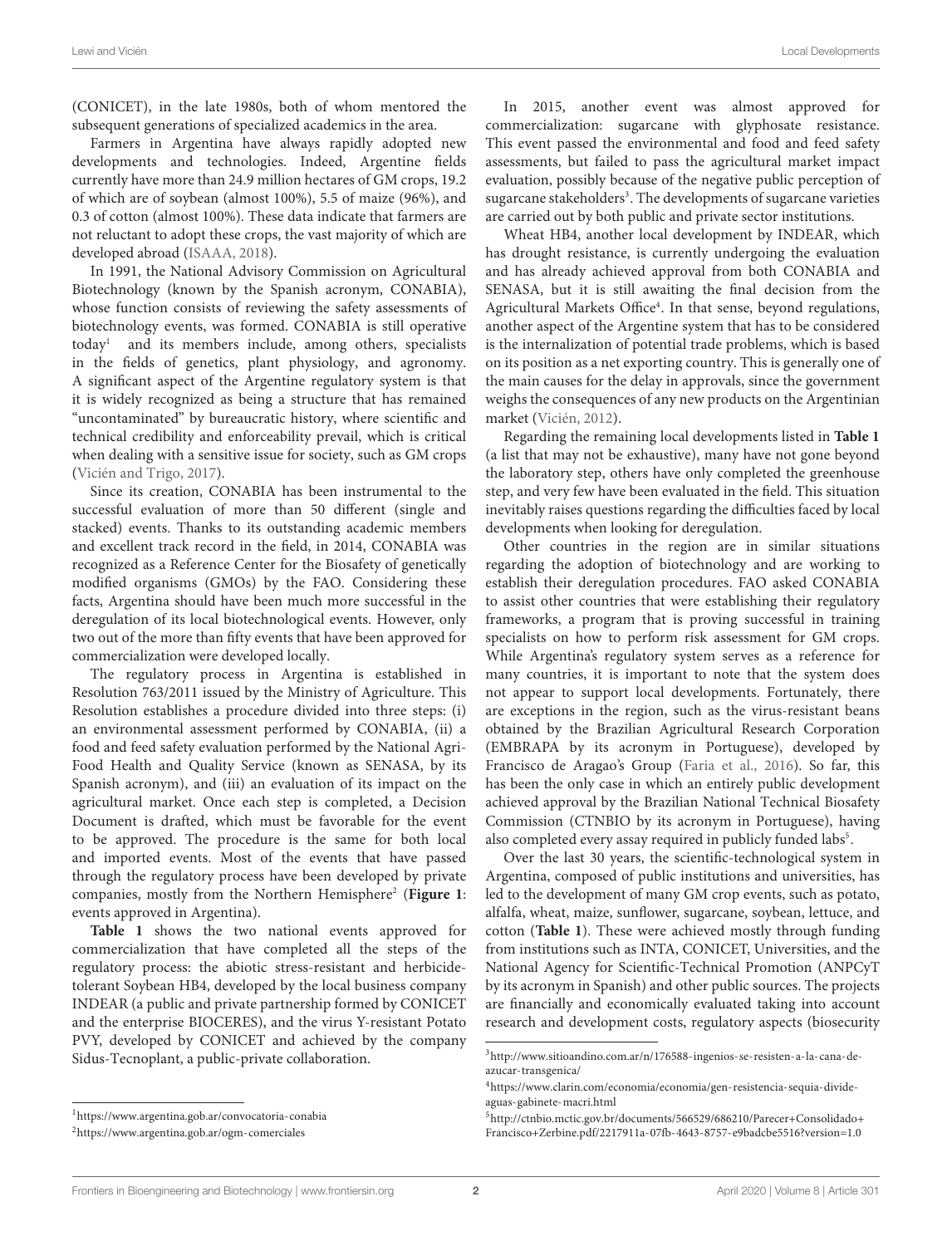(CONICET), in the late 1980s, both of whom mentored the subsequent generations of specialized academics in the area.

Farmers in Argentina have always rapidly adopted new developments and technologies. Indeed, Argentine fields currently have more than 24.9 million hectares of GM crops, 19.2 of which are of soybean (almost 100%), 5.5 of maize (96%), and 0.3 of cotton (almost 100%). These data indicate that farmers are not reluctant to adopt these crops, the vast majority of which are developed abroad (ISAAA, 2018).

In 1991, the National Advisory Commission on Agricultural Biotechnology (known by the Spanish acronym, CONABIA), whose function consists of reviewing the safety assessments of biotechnology events, was formed. CONABIA is still operative today[1] and its members include, among others, specialists in the fields of genetics, plant physiology, and agronomy. A significant aspect of the Argentine regulatory system is that it is widely recognized as being a structure that has remained "uncontaminated" by bureaucratic history, where scientific and technical credibility and enforceability prevail, which is critical when dealing with a sensitive issue for society, such as GM crops (Vicién and Trigo, 2017).

Since its creation, CONABIA has been instrumental to the successful evaluation of more than 50 different (single and stacked) events. Thanks to its outstanding academic members and excellent track record in the field, in 2014, CONABIA was recognized as a Reference Center for the Biosafety of genetically modified organisms (GMOs) by the FAO. Considering these facts, Argentina should have been much more successful in the deregulation of its local biotechnological events. However, only two out of the more than fifty events that have been approved for commercialization were developed locally.

The regulatory process in Argentina is established in Resolution 763/2011 issued by the Ministry of Agriculture. This Resolution establishes a procedure divided into three steps: (i) an environmental assessment performed by CONABIA, (ii) a food and feed safety evaluation performed by the National Agri-Food Health and Quality Service (known as SENASA, by its Spanish acronym), and (iii) an evaluation of its impact on the agricultural market. Once each step is completed, a Decision Document is drafted, which must be favorable for the event to be approved. The procedure is the same for both local and imported events. Most of the events that have passed through the regulatory process have been developed by private companies, mostly from the Northern Hemisphere[2] (**Figure 1**: events approved in Argentina).

**Table 1** shows the two national events approved for commercialization that have completed all the steps of the regulatory process: the abiotic stress-resistant and herbicide-tolerant Soybean HB4, developed by the local business company INDEAR (a public and private partnership formed by CONICET and the enterprise BIOCERES), and the virus Y-resistant Potato PVY, developed by CONICET and achieved by the company Sidus-Tecnoplant, a public-private collaboration.

In 2015, another event was almost approved for commercialization: sugarcane with glyphosate resistance. This event passed the environmental and food and feed safety assessments, but failed to pass the agricultural market impact evaluation, possibly because of the negative public perception of sugarcane stakeholders[3]. The developments of sugarcane varieties are carried out by both public and private sector institutions.

Wheat HB4, another local development by INDEAR, which has drought resistance, is currently undergoing the evaluation and has already achieved approval from both CONABIA and SENASA, but it is still awaiting the final decision from the Agricultural Markets Office[4]. In that sense, beyond regulations, another aspect of the Argentine system that has to be considered is the internalization of potential trade problems, which is based on its position as a net exporting country. This is generally one of the main causes for the delay in approvals, since the government weighs the consequences of any new products on the Argentinian market (Vicién, 2012).

Regarding the remaining local developments listed in **Table 1** (a list that may not be exhaustive), many have not gone beyond the laboratory step, others have only completed the greenhouse step, and very few have been evaluated in the field. This situation inevitably raises questions regarding the difficulties faced by local developments when looking for deregulation.

Other countries in the region are in similar situations regarding the adoption of biotechnology and are working to establish their deregulation procedures. FAO asked CONABIA to assist other countries that were establishing their regulatory frameworks, a program that is proving successful in training specialists on how to perform risk assessment for GM crops. While Argentina's regulatory system serves as a reference for many countries, it is important to note that the system does not appear to support local developments. Fortunately, there are exceptions in the region, such as the virus-resistant beans obtained by the Brazilian Agricultural Research Corporation (EMBRAPA by its acronym in Portuguese), developed by Francisco de Aragao's Group (Faria et al., 2016). So far, this has been the only case in which an entirely public development achieved approval by the Brazilian National Technical Biosafety Commission (CTNBIO by its acronym in Portuguese), having also completed every assay required in publicly funded labs[5].

Over the last 30 years, the scientific-technological system in Argentina, composed of public institutions and universities, has led to the development of many GM crop events, such as potato, alfalfa, wheat, maize, sunflower, sugarcane, soybean, lettuce, and cotton (**Table 1**). These were achieved mostly through funding from institutions such as INTA, CONICET, Universities, and the National Agency for Scientific-Technical Promotion (ANPCyT by its acronym in Spanish) and other public sources. The projects are financially and economically evaluated taking into account research and development costs, regulatory aspects (biosecurity

[1] https://www.argentina.gob.ar/convocatoria-conabia

[2] https://www.argentina.gob.ar/ogm-comerciales

[3] http://www.sitioandino.com.ar/n/176588-ingenios-se-resisten-a-la-cana-de-azucar-transgenica/

[4] https://www.clarin.com/economia/economia/gen-resistencia-sequia-divide-aguas-gabinete-macri.html

[5] http://ctnbio.mctic.gov.br/documents/566529/686210/Parecer+Consolidado+Francisco+Zerbine.pdf/2217911a-07fb-4643-8757-e9badcbe5516?version=1.0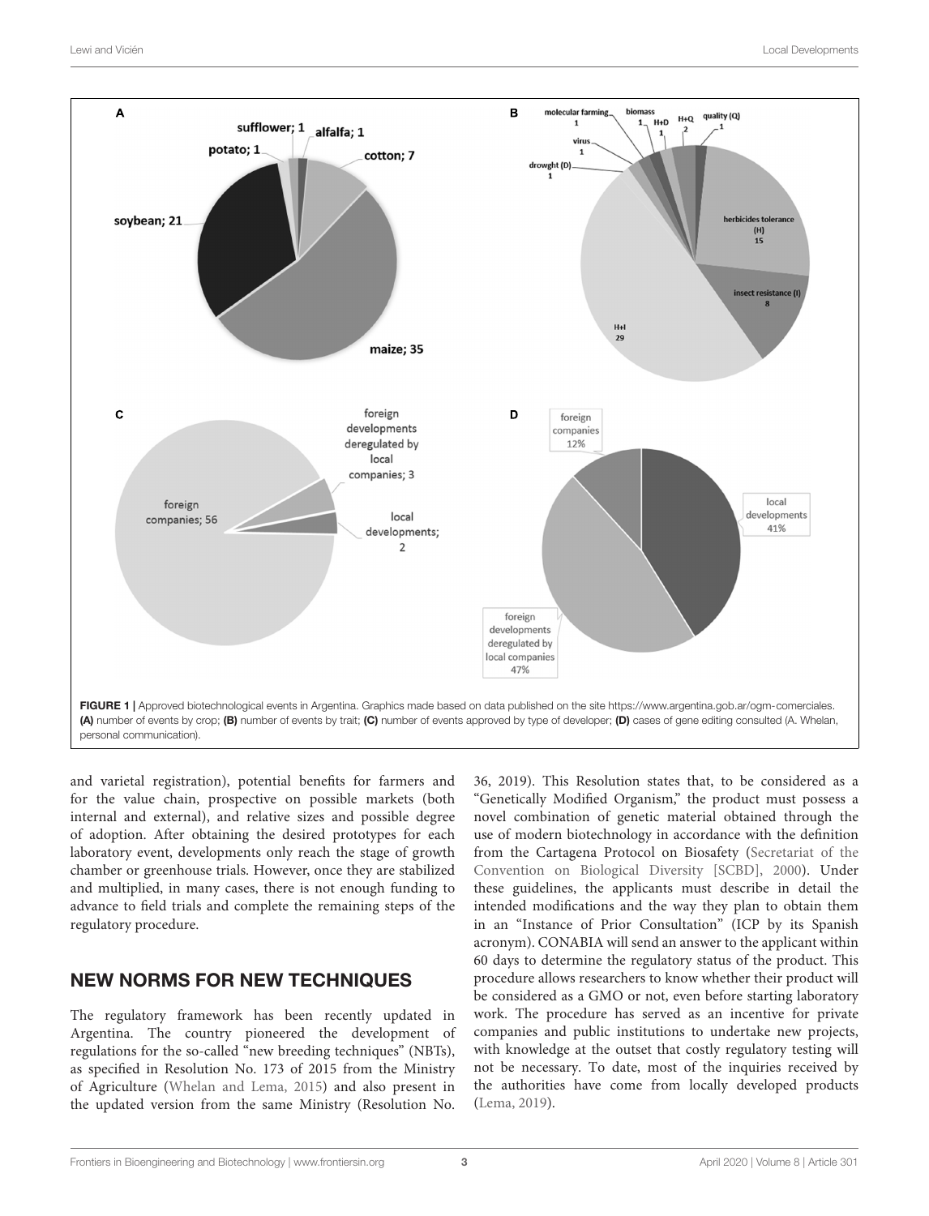FIGURE 1 | Approved biotechnological events in Argentina. Graphics made based on data published on the site https://www.argentina.gob.ar/ogm-comerciales. **(A)** number of events by crop; **(B)** number of events by trait; **(C)** number of events approved by type of developer; **(D)** cases of gene editing consulted (A. Whelan, personal communication).

and varietal registration), potential benefits for farmers and for the value chain, prospective on possible markets (both internal and external), and relative sizes and possible degree of adoption. After obtaining the desired prototypes for each laboratory event, developments only reach the stage of growth chamber or greenhouse trials. However, once they are stabilized and multiplied, in many cases, there is not enough funding to advance to field trials and complete the remaining steps of the regulatory procedure.

## NEW NORMS FOR NEW TECHNIQUES

The regulatory framework has been recently updated in Argentina. The country pioneered the development of regulations for the so-called "new breeding techniques" (NBTs), as specified in Resolution No. 173 of 2015 from the Ministry of Agriculture (Whelan and Lema, 2015) and also present in the updated version from the same Ministry (Resolution No. 36, 2019). This Resolution states that, to be considered as a "Genetically Modified Organism," the product must possess a novel combination of genetic material obtained through the use of modern biotechnology in accordance with the definition from the Cartagena Protocol on Biosafety (Secretariat of the Convention on Biological Diversity [SCBD], 2000). Under these guidelines, the applicants must describe in detail the intended modifications and the way they plan to obtain them in an "Instance of Prior Consultation" (ICP by its Spanish acronym). CONABIA will send an answer to the applicant within 60 days to determine the regulatory status of the product. This procedure allows researchers to know whether their product will be considered as a GMO or not, even before starting laboratory work. The procedure has served as an incentive for private companies and public institutions to undertake new projects, with knowledge at the outset that costly regulatory testing will not be necessary. To date, most of the inquiries received by the authorities have come from locally developed products (Lema, 2019).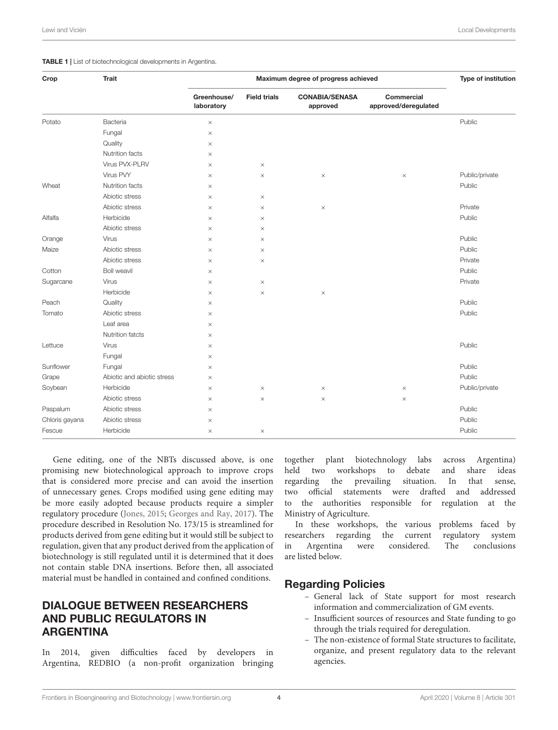**TABLE 1 |** List of biotechnological developments in Argentina.

| Crop | Trait | Maximum degree of progress achieved | | | | Type of institution |
|---|---|---|---|---|---|---|
| | | Greenhouse/ laboratory | Field trials | CONABIA/SENASA approved | Commercial approved/deregulated | |
| Potato | Bacteria | × | | | | Public |
| | Fungal | × | | | | |
| | Quality | × | | | | |
| | Nutrition facts | × | | | | |
| | Virus PVX-PLRV | × | × | | | |
| | Virus PVY | × | × | × | × | Public/private |
| Wheat | Nutrition facts | × | | | | Public |
| | Abiotic stress | × | × | | | |
| | Abiotic stress | × | × | × | | Private |
| Alfalfa | Herbicide | × | × | | | Public |
| | Abiotic stress | × | × | | | |
| Orange | Virus | × | × | | | Public |
| Maize | Abiotic stress | × | × | | | Public |
| | Abiotic stress | × | × | | | Private |
| Cotton | Boll weavil | × | | | | Public |
| Sugarcane | Virus | × | × | | | Private |
| | Herbicide | × | × | × | | |
| Peach | Quality | × | | | | Public |
| Tomato | Abiotic stress | × | | | | Public |
| | Leaf area | × | | | | |
| | Nutrition fatcts | × | | | | |
| Lettuce | Virus | × | | | | Public |
| | Fungal | × | | | | |
| Sunflower | Fungal | × | | | | Public |
| Grape | Abiotic and abiotic stress | × | | | | Public |
| Soybean | Herbicide | × | × | × | × | Public/private |
| | Abiotic stress | × | × | × | × | |
| Paspalum | Abiotic stress | × | | | | Public |
| Chloris gayana | Abiotic stress | × | | | | Public |
| Fescue | Herbicide | × | × | | | Public |

Gene editing, one of the NBTs discussed above, is one promising new biotechnological approach to improve crops that is considered more precise and can avoid the insertion of unnecessary genes. Crops modified using gene editing may be more easily adopted because products require a simpler regulatory procedure (Jones, 2015; Georges and Ray, 2017). The procedure described in Resolution No. 173/15 is streamlined for products derived from gene editing but it would still be subject to regulation, given that any product derived from the application of biotechnology is still regulated until it is determined that it does not contain stable DNA insertions. Before then, all associated material must be handled in contained and confined conditions.

## DIALOGUE BETWEEN RESEARCHERS AND PUBLIC REGULATORS IN ARGENTINA

In 2014, given difficulties faced by developers in Argentina, REDBIO (a non-profit organization bringing together plant biotechnology labs across Argentina) held two workshops to debate and share ideas regarding the prevailing situation. In that sense, two official statements were drafted and addressed to the authorities responsible for regulation at the Ministry of Agriculture.

In these workshops, the various problems faced by researchers regarding the current regulatory system in Argentina were considered. The conclusions are listed below.

### Regarding Policies

- General lack of State support for most research information and commercialization of GM events.
- Insufficient sources of resources and State funding to go through the trials required for deregulation.
- The non-existence of formal State structures to facilitate, organize, and present regulatory data to the relevant agencies.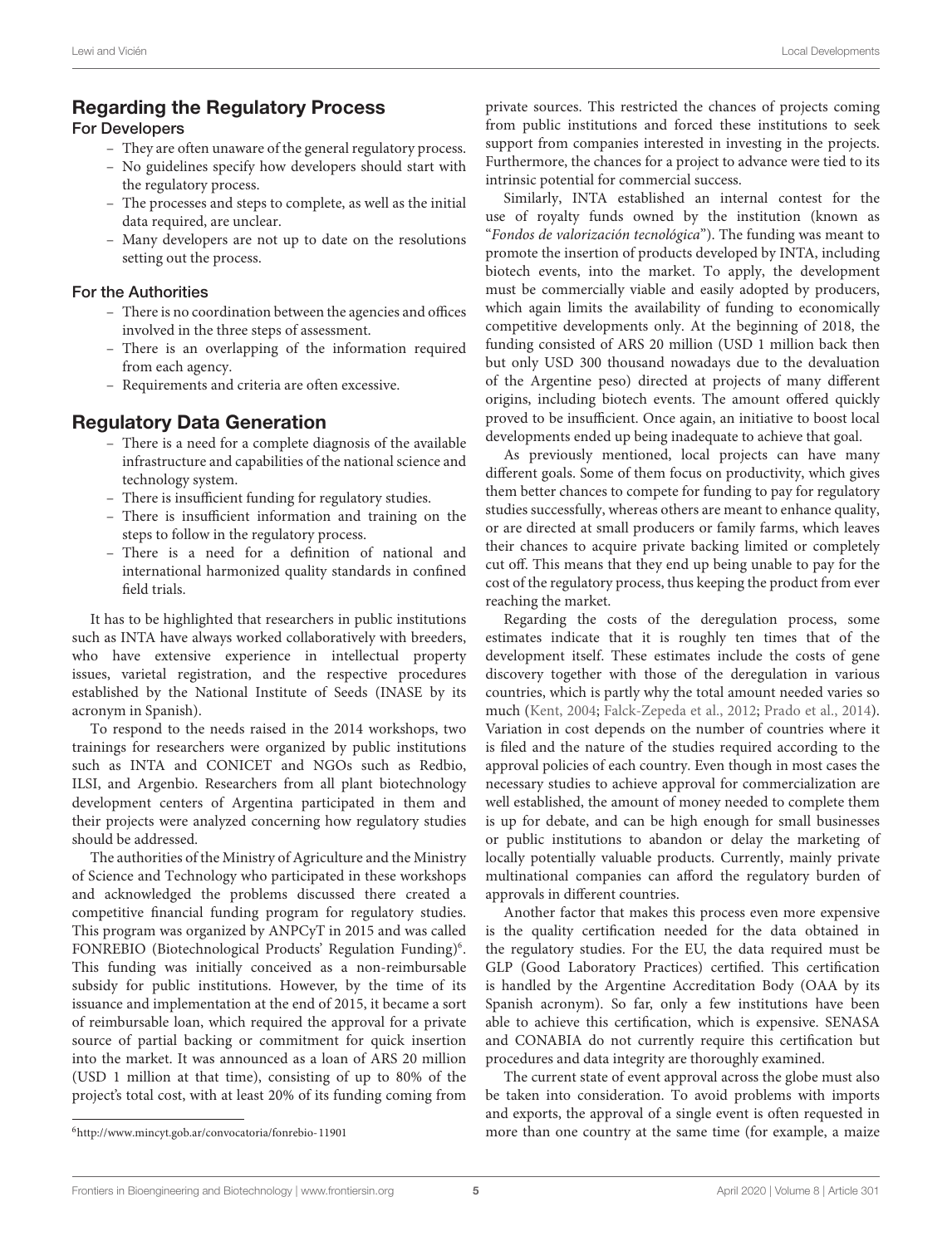## Regarding the Regulatory Process

### For Developers

- They are often unaware of the general regulatory process.
- No guidelines specify how developers should start with the regulatory process.
- The processes and steps to complete, as well as the initial data required, are unclear.
- Many developers are not up to date on the resolutions setting out the process.

### For the Authorities

- There is no coordination between the agencies and offices involved in the three steps of assessment.
- There is an overlapping of the information required from each agency.
- Requirements and criteria are often excessive.

## Regulatory Data Generation

- There is a need for a complete diagnosis of the available infrastructure and capabilities of the national science and technology system.
- There is insufficient funding for regulatory studies.
- There is insufficient information and training on the steps to follow in the regulatory process.
- There is a need for a definition of national and international harmonized quality standards in confined field trials.

It has to be highlighted that researchers in public institutions such as INTA have always worked collaboratively with breeders, who have extensive experience in intellectual property issues, varietal registration, and the respective procedures established by the National Institute of Seeds (INASE by its acronym in Spanish).

To respond to the needs raised in the 2014 workshops, two trainings for researchers were organized by public institutions such as INTA and CONICET and NGOs such as Redbio, ILSI, and Argenbio. Researchers from all plant biotechnology development centers of Argentina participated in them and their projects were analyzed concerning how regulatory studies should be addressed.

The authorities of the Ministry of Agriculture and the Ministry of Science and Technology who participated in these workshops and acknowledged the problems discussed there created a competitive financial funding program for regulatory studies. This program was organized by ANPCyT in 2015 and was called FONREBIO (Biotechnological Products' Regulation Funding)[6]. This funding was initially conceived as a non-reimbursable subsidy for public institutions. However, by the time of its issuance and implementation at the end of 2015, it became a sort of reimbursable loan, which required the approval for a private source of partial backing or commitment for quick insertion into the market. It was announced as a loan of ARS 20 million (USD 1 million at that time), consisting of up to 80% of the project's total cost, with at least 20% of its funding coming from private sources. This restricted the chances of projects coming from public institutions and forced these institutions to seek support from companies interested in investing in the projects. Furthermore, the chances for a project to advance were tied to its intrinsic potential for commercial success.

Similarly, INTA established an internal contest for the use of royalty funds owned by the institution (known as "*Fondos de valorización tecnológica*"). The funding was meant to promote the insertion of products developed by INTA, including biotech events, into the market. To apply, the development must be commercially viable and easily adopted by producers, which again limits the availability of funding to economically competitive developments only. At the beginning of 2018, the funding consisted of ARS 20 million (USD 1 million back then but only USD 300 thousand nowadays due to the devaluation of the Argentine peso) directed at projects of many different origins, including biotech events. The amount offered quickly proved to be insufficient. Once again, an initiative to boost local developments ended up being inadequate to achieve that goal.

As previously mentioned, local projects can have many different goals. Some of them focus on productivity, which gives them better chances to compete for funding to pay for regulatory studies successfully, whereas others are meant to enhance quality, or are directed at small producers or family farms, which leaves their chances to acquire private backing limited or completely cut off. This means that they end up being unable to pay for the cost of the regulatory process, thus keeping the product from ever reaching the market.

Regarding the costs of the deregulation process, some estimates indicate that it is roughly ten times that of the development itself. These estimates include the costs of gene discovery together with those of the deregulation in various countries, which is partly why the total amount needed varies so much (Kent, 2004; Falck-Zepeda et al., 2012; Prado et al., 2014). Variation in cost depends on the number of countries where it is filed and the nature of the studies required according to the approval policies of each country. Even though in most cases the necessary studies to achieve approval for commercialization are well established, the amount of money needed to complete them is up for debate, and can be high enough for small businesses or public institutions to abandon or delay the marketing of locally potentially valuable products. Currently, mainly private multinational companies can afford the regulatory burden of approvals in different countries.

Another factor that makes this process even more expensive is the quality certification needed for the data obtained in the regulatory studies. For the EU, the data required must be GLP (Good Laboratory Practices) certified. This certification is handled by the Argentine Accreditation Body (OAA by its Spanish acronym). So far, only a few institutions have been able to achieve this certification, which is expensive. SENASA and CONABIA do not currently require this certification but procedures and data integrity are thoroughly examined.

The current state of event approval across the globe must also be taken into consideration. To avoid problems with imports and exports, the approval of a single event is often requested in more than one country at the same time (for example, a maize

[6] http://www.mincyt.gob.ar/convocatoria/fonrebio-11901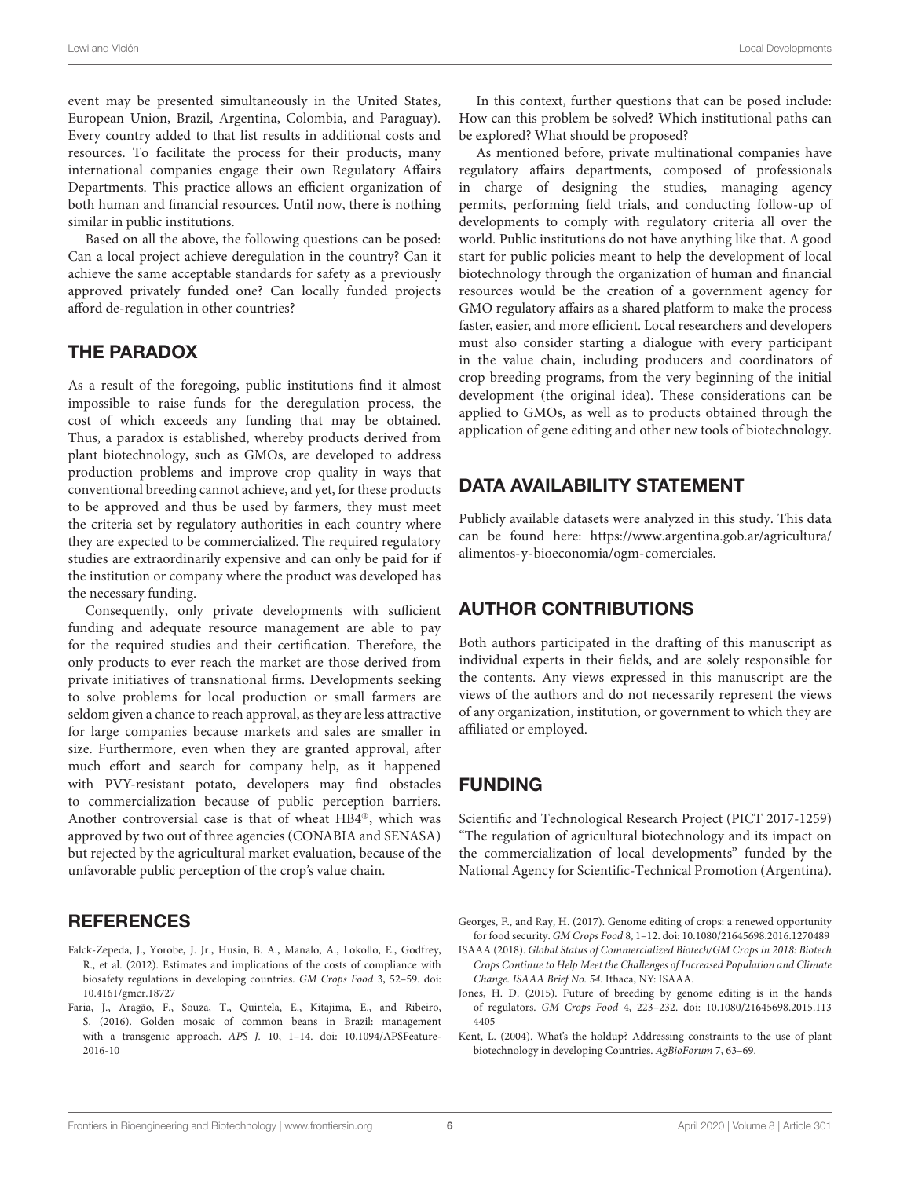event may be presented simultaneously in the United States, European Union, Brazil, Argentina, Colombia, and Paraguay). Every country added to that list results in additional costs and resources. To facilitate the process for their products, many international companies engage their own Regulatory Affairs Departments. This practice allows an efficient organization of both human and financial resources. Until now, there is nothing similar in public institutions.

Based on all the above, the following questions can be posed: Can a local project achieve deregulation in the country? Can it achieve the same acceptable standards for safety as a previously approved privately funded one? Can locally funded projects afford de-regulation in other countries?

## THE PARADOX

As a result of the foregoing, public institutions find it almost impossible to raise funds for the deregulation process, the cost of which exceeds any funding that may be obtained. Thus, a paradox is established, whereby products derived from plant biotechnology, such as GMOs, are developed to address production problems and improve crop quality in ways that conventional breeding cannot achieve, and yet, for these products to be approved and thus be used by farmers, they must meet the criteria set by regulatory authorities in each country where they are expected to be commercialized. The required regulatory studies are extraordinarily expensive and can only be paid for if the institution or company where the product was developed has the necessary funding.

Consequently, only private developments with sufficient funding and adequate resource management are able to pay for the required studies and their certification. Therefore, the only products to ever reach the market are those derived from private initiatives of transnational firms. Developments seeking to solve problems for local production or small farmers are seldom given a chance to reach approval, as they are less attractive for large companies because markets and sales are smaller in size. Furthermore, even when they are granted approval, after much effort and search for company help, as it happened with PVY-resistant potato, developers may find obstacles to commercialization because of public perception barriers. Another controversial case is that of wheat HB4®, which was approved by two out of three agencies (CONABIA and SENASA) but rejected by the agricultural market evaluation, because of the unfavorable public perception of the crop's value chain.

In this context, further questions that can be posed include: How can this problem be solved? Which institutional paths can be explored? What should be proposed?

As mentioned before, private multinational companies have regulatory affairs departments, composed of professionals in charge of designing the studies, managing agency permits, performing field trials, and conducting follow-up of developments to comply with regulatory criteria all over the world. Public institutions do not have anything like that. A good start for public policies meant to help the development of local biotechnology through the organization of human and financial resources would be the creation of a government agency for GMO regulatory affairs as a shared platform to make the process faster, easier, and more efficient. Local researchers and developers must also consider starting a dialogue with every participant in the value chain, including producers and coordinators of crop breeding programs, from the very beginning of the initial development (the original idea). These considerations can be applied to GMOs, as well as to products obtained through the application of gene editing and other new tools of biotechnology.

## DATA AVAILABILITY STATEMENT

Publicly available datasets were analyzed in this study. This data can be found here: https://www.argentina.gob.ar/agricultura/alimentos-y-bioeconomia/ogm-comerciales.

## AUTHOR CONTRIBUTIONS

Both authors participated in the drafting of this manuscript as individual experts in their fields, and are solely responsible for the contents. Any views expressed in this manuscript are the views of the authors and do not necessarily represent the views of any organization, institution, or government to which they are affiliated or employed.

## FUNDING

Scientific and Technological Research Project (PICT 2017-1259) "The regulation of agricultural biotechnology and its impact on the commercialization of local developments" funded by the National Agency for Scientific-Technical Promotion (Argentina).

## REFERENCES

Falck-Zepeda, J., Yorobe, J. Jr., Husin, B. A., Manalo, A., Lokollo, E., Godfrey, R., et al. (2012). Estimates and implications of the costs of compliance with biosafety regulations in developing countries. *GM Crops Food* 3, 52–59. doi: 10.4161/gmcr.18727

Faria, J., Aragão, F., Souza, T., Quintela, E., Kitajima, E., and Ribeiro, S. (2016). Golden mosaic of common beans in Brazil: management with a transgenic approach. *APS J.* 10, 1–14. doi: 10.1094/APSFeature-2016-10

Georges, F., and Ray, H. (2017). Genome editing of crops: a renewed opportunity for food security. *GM Crops Food* 8, 1–12. doi: 10.1080/21645698.2016.1270489

ISAAA (2018). *Global Status of Commercialized Biotech/GM Crops in 2018: Biotech Crops Continue to Help Meet the Challenges of Increased Population and Climate Change. ISAAA Brief No. 54*. Ithaca, NY: ISAAA.

Jones, H. D. (2015). Future of breeding by genome editing is in the hands of regulators. *GM Crops Food* 4, 223–232. doi: 10.1080/21645698.2015.1134405

Kent, L. (2004). What's the holdup? Addressing constraints to the use of plant biotechnology in developing Countries. *AgBioForum* 7, 63–69.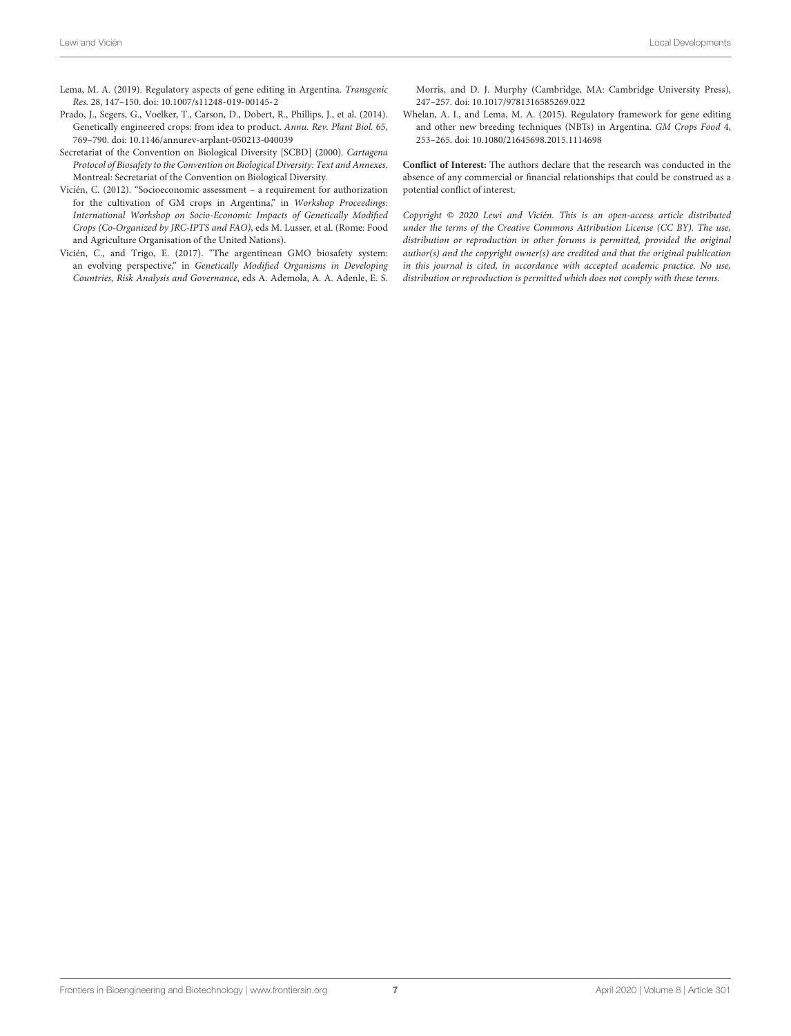Lema, M. A. (2019). Regulatory aspects of gene editing in Argentina. *Transgenic Res.* 28, 147–150. doi: 10.1007/s11248-019-00145-2

Prado, J., Segers, G., Voelker, T., Carson, D., Dobert, R., Phillips, J., et al. (2014). Genetically engineered crops: from idea to product. *Annu. Rev. Plant Biol.* 65, 769–790. doi: 10.1146/annurev-arplant-050213-040039

Secretariat of the Convention on Biological Diversity [SCBD] (2000). *Cartagena Protocol of Biosafety to the Convention on Biological Diversity: Text and Annexes*. Montreal: Secretariat of the Convention on Biological Diversity.

Vicién, C. (2012). "Socioeconomic assessment – a requirement for authorization for the cultivation of GM crops in Argentina," in *Workshop Proceedings: International Workshop on Socio-Economic Impacts of Genetically Modified Crops (Co-Organized by JRC-IPTS and FAO)*, eds M. Lusser, et al. (Rome: Food and Agriculture Organisation of the United Nations).

Vicién, C., and Trigo, E. (2017). "The argentinean GMO biosafety system: an evolving perspective," in *Genetically Modified Organisms in Developing Countries, Risk Analysis and Governance*, eds A. Ademola, A. A. Adenle, E. S. Morris, and D. J. Murphy (Cambridge, MA: Cambridge University Press), 247–257. doi: 10.1017/9781316585269.022

Whelan, A. I., and Lema, M. A. (2015). Regulatory framework for gene editing and other new breeding techniques (NBTs) in Argentina. *GM Crops Food* 4, 253–265. doi: 10.1080/21645698.2015.1114698

**Conflict of Interest:** The authors declare that the research was conducted in the absence of any commercial or financial relationships that could be construed as a potential conflict of interest.

*Copyright © 2020 Lewi and Vicién. This is an open-access article distributed under the terms of the Creative Commons Attribution License (CC BY). The use, distribution or reproduction in other forums is permitted, provided the original author(s) and the copyright owner(s) are credited and that the original publication in this journal is cited, in accordance with accepted academic practice. No use, distribution or reproduction is permitted which does not comply with these terms.*